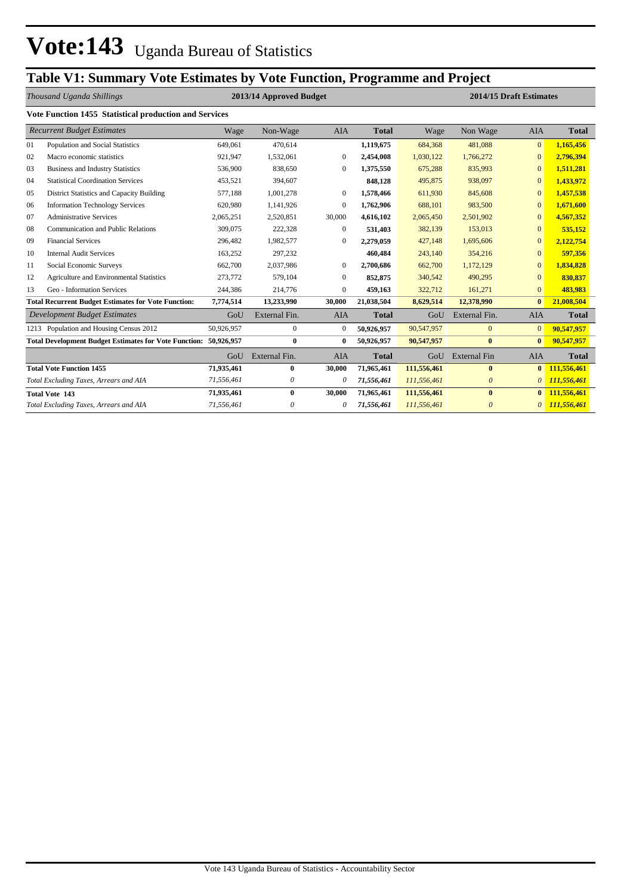# Vote:143 Uganda Bureau of Statistics

## Table V1: Summary Vote Estimates by Vote Function, Programme and Project

| *Thousand Uganda Shillings* | | 2013/14 Approved Budget | | | | 2014/15 Draft Estimates | | | |
|---|---|---|---|---|---|---|---|---|---|
| **Vote Function 1455 Statistical production and Services** | | | | | | | | | |
| *Recurrent Budget Estimates* | | Wage | Non-Wage | AIA | **Total** | Wage | Non Wage | AIA | **Total** |
| 01 | Population and Social Statistics | 649,061 | 470,614 | | **1,119,675** | 684,368 | 481,088 | 0 | **1,165,456** |
| 02 | Macro economic statistics | 921,947 | 1,532,061 | 0 | **2,454,008** | 1,030,122 | 1,766,272 | 0 | **2,796,394** |
| 03 | Business and Industry Statistics | 536,900 | 838,650 | 0 | **1,375,550** | 675,288 | 835,993 | 0 | **1,511,281** |
| 04 | Statistical Coordination Services | 453,521 | 394,607 | | **848,128** | 495,875 | 938,097 | 0 | **1,433,972** |
| 05 | District Statistics and Capacity Building | 577,188 | 1,001,278 | 0 | **1,578,466** | 611,930 | 845,608 | 0 | **1,457,538** |
| 06 | Information Technology Services | 620,980 | 1,141,926 | 0 | **1,762,906** | 688,101 | 983,500 | 0 | **1,671,600** |
| 07 | Administrative Services | 2,065,251 | 2,520,851 | 30,000 | **4,616,102** | 2,065,450 | 2,501,902 | 0 | **4,567,352** |
| 08 | Communication and Public Relations | 309,075 | 222,328 | 0 | **531,403** | 382,139 | 153,013 | 0 | **535,152** |
| 09 | Financial Services | 296,482 | 1,982,577 | 0 | **2,279,059** | 427,148 | 1,695,606 | 0 | **2,122,754** |
| 10 | Internal Audit Services | 163,252 | 297,232 | | **460,484** | 243,140 | 354,216 | 0 | **597,356** |
| 11 | Social Economic Surveys | 662,700 | 2,037,986 | 0 | **2,700,686** | 662,700 | 1,172,129 | 0 | **1,834,828** |
| 12 | Agriculture and Environmental Statistics | 273,772 | 579,104 | 0 | **852,875** | 340,542 | 490,295 | 0 | **830,837** |
| 13 | Geo - Information Services | 244,386 | 214,776 | 0 | **459,163** | 322,712 | 161,271 | 0 | **483,983** |
| **Total Recurrent Budget Estimates for Vote Function:** | | **7,774,514** | **13,233,990** | **30,000** | **21,038,504** | **8,629,514** | **12,378,990** | **0** | **21,008,504** |
| *Development Budget Estimates* | | GoU | External Fin. | AIA | **Total** | GoU | External Fin. | AIA | **Total** |
| 1213 | Population and Housing Census 2012 | 50,926,957 | 0 | 0 | **50,926,957** | 90,547,957 | 0 | 0 | **90,547,957** |
| **Total Development Budget Estimates for Vote Function:** | | **50,926,957** | **0** | **0** | **50,926,957** | **90,547,957** | **0** | **0** | **90,547,957** |
| | | GoU | External Fin. | AIA | **Total** | GoU | External Fin | AIA | **Total** |
| **Total Vote Function 1455** | | **71,935,461** | **0** | **30,000** | **71,965,461** | **111,556,461** | **0** | **0** | **111,556,461** |
| *Total Excluding Taxes, Arrears and AIA* | | *71,556,461* | *0* | *0* | *71,556,461* | *111,556,461* | *0* | *0* | *111,556,461* |
| **Total Vote 143** | | **71,935,461** | **0** | **30,000** | **71,965,461** | **111,556,461** | **0** | **0** | **111,556,461** |
| *Total Excluding Taxes, Arrears and AIA* | | *71,556,461* | *0* | *0* | *71,556,461* | *111,556,461* | *0* | *0* | *111,556,461* |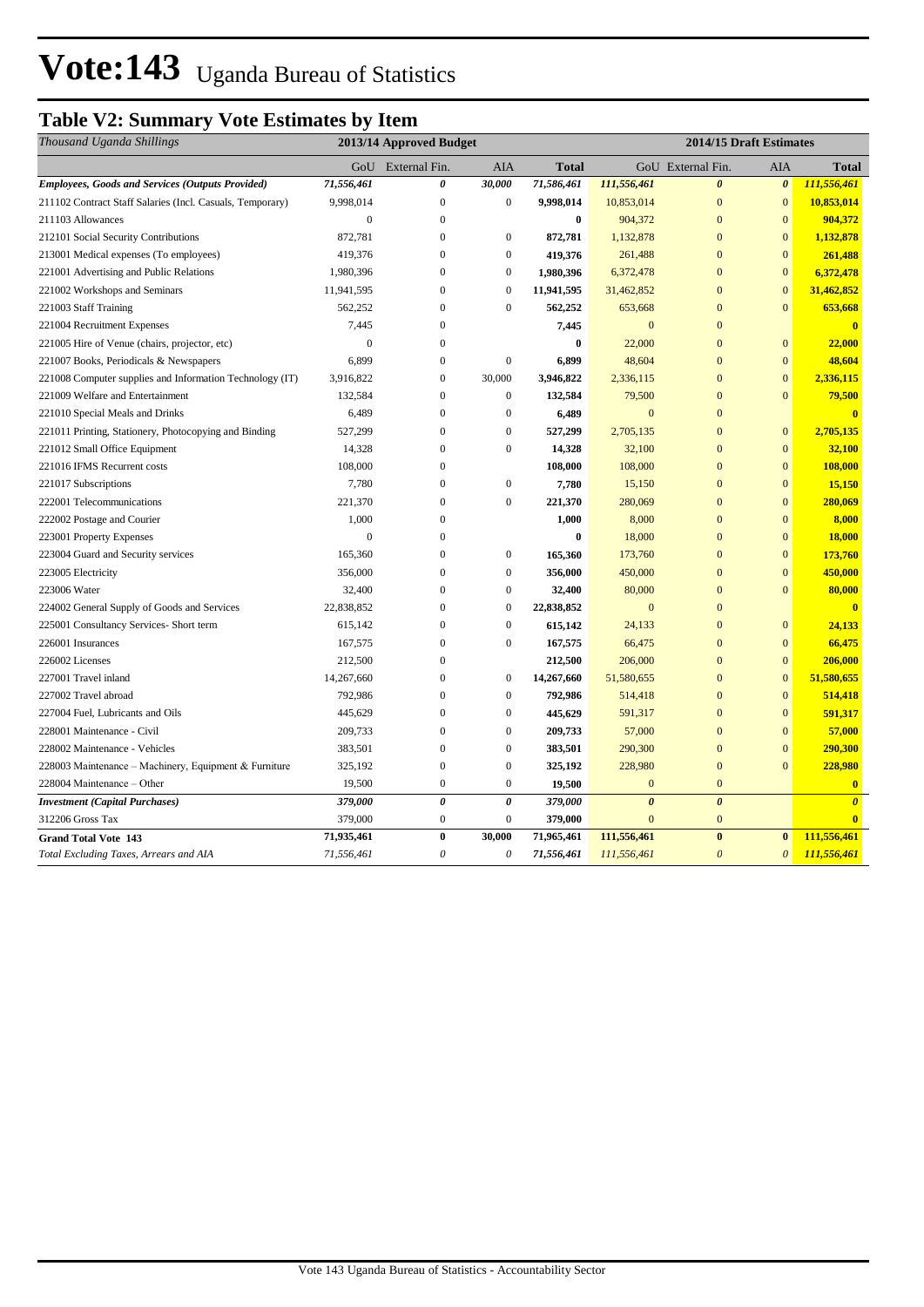# Vote:143 Uganda Bureau of Statistics

## Table V2: Summary Vote Estimates by Item

| *Thousand Uganda Shillings* | 2013/14 Approved Budget | | | | 2014/15 Draft Estimates | | | |
|---|---|---|---|---|---|---|---|---|
| | GoU | External Fin. | AIA | Total | GoU | External Fin. | AIA | Total |
| ***Employees, Goods and Services (Outputs Provided)*** | ***71,556,461*** | ***0*** | ***30,000*** | ***71,586,461*** | ***111,556,461*** | ***0*** | ***0*** | ***111,556,461*** |
| 211102 Contract Staff Salaries (Incl. Casuals, Temporary) | 9,998,014 | 0 | 0 | **9,998,014** | 10,853,014 | 0 | 0 | **10,853,014** |
| 211103 Allowances | 0 | 0 | | **0** | 904,372 | 0 | 0 | **904,372** |
| 212101 Social Security Contributions | 872,781 | 0 | 0 | **872,781** | 1,132,878 | 0 | 0 | **1,132,878** |
| 213001 Medical expenses (To employees) | 419,376 | 0 | 0 | **419,376** | 261,488 | 0 | 0 | **261,488** |
| 221001 Advertising and Public Relations | 1,980,396 | 0 | 0 | **1,980,396** | 6,372,478 | 0 | 0 | **6,372,478** |
| 221002 Workshops and Seminars | 11,941,595 | 0 | 0 | **11,941,595** | 31,462,852 | 0 | 0 | **31,462,852** |
| 221003 Staff Training | 562,252 | 0 | 0 | **562,252** | 653,668 | 0 | 0 | **653,668** |
| 221004 Recruitment Expenses | 7,445 | 0 | | **7,445** | 0 | 0 | | **0** |
| 221005 Hire of Venue (chairs, projector, etc) | 0 | 0 | | **0** | 22,000 | 0 | 0 | **22,000** |
| 221007 Books, Periodicals & Newspapers | 6,899 | 0 | 0 | **6,899** | 48,604 | 0 | 0 | **48,604** |
| 221008 Computer supplies and Information Technology (IT) | 3,916,822 | 0 | 30,000 | **3,946,822** | 2,336,115 | 0 | 0 | **2,336,115** |
| 221009 Welfare and Entertainment | 132,584 | 0 | 0 | **132,584** | 79,500 | 0 | 0 | **79,500** |
| 221010 Special Meals and Drinks | 6,489 | 0 | 0 | **6,489** | 0 | 0 | | **0** |
| 221011 Printing, Stationery, Photocopying and Binding | 527,299 | 0 | 0 | **527,299** | 2,705,135 | 0 | 0 | **2,705,135** |
| 221012 Small Office Equipment | 14,328 | 0 | 0 | **14,328** | 32,100 | 0 | 0 | **32,100** |
| 221016 IFMS Recurrent costs | 108,000 | 0 | | **108,000** | 108,000 | 0 | 0 | **108,000** |
| 221017 Subscriptions | 7,780 | 0 | 0 | **7,780** | 15,150 | 0 | 0 | **15,150** |
| 222001 Telecommunications | 221,370 | 0 | 0 | **221,370** | 280,069 | 0 | 0 | **280,069** |
| 222002 Postage and Courier | 1,000 | 0 | | **1,000** | 8,000 | 0 | 0 | **8,000** |
| 223001 Property Expenses | 0 | 0 | | **0** | 18,000 | 0 | 0 | **18,000** |
| 223004 Guard and Security services | 165,360 | 0 | 0 | **165,360** | 173,760 | 0 | 0 | **173,760** |
| 223005 Electricity | 356,000 | 0 | 0 | **356,000** | 450,000 | 0 | 0 | **450,000** |
| 223006 Water | 32,400 | 0 | 0 | **32,400** | 80,000 | 0 | 0 | **80,000** |
| 224002 General Supply of Goods and Services | 22,838,852 | 0 | 0 | **22,838,852** | 0 | 0 | | **0** |
| 225001 Consultancy Services- Short term | 615,142 | 0 | 0 | **615,142** | 24,133 | 0 | 0 | **24,133** |
| 226001 Insurances | 167,575 | 0 | 0 | **167,575** | 66,475 | 0 | 0 | **66,475** |
| 226002 Licenses | 212,500 | 0 | | **212,500** | 206,000 | 0 | 0 | **206,000** |
| 227001 Travel inland | 14,267,660 | 0 | 0 | **14,267,660** | 51,580,655 | 0 | 0 | **51,580,655** |
| 227002 Travel abroad | 792,986 | 0 | 0 | **792,986** | 514,418 | 0 | 0 | **514,418** |
| 227004 Fuel, Lubricants and Oils | 445,629 | 0 | 0 | **445,629** | 591,317 | 0 | 0 | **591,317** |
| 228001 Maintenance - Civil | 209,733 | 0 | 0 | **209,733** | 57,000 | 0 | 0 | **57,000** |
| 228002 Maintenance - Vehicles | 383,501 | 0 | 0 | **383,501** | 290,300 | 0 | 0 | **290,300** |
| 228003 Maintenance – Machinery, Equipment & Furniture | 325,192 | 0 | 0 | **325,192** | 228,980 | 0 | 0 | **228,980** |
| 228004 Maintenance – Other | 19,500 | 0 | 0 | **19,500** | 0 | 0 | | **0** |
| ***Investment (Capital Purchases)*** | ***379,000*** | ***0*** | ***0*** | ***379,000*** | ***0*** | ***0*** | | ***0*** |
| 312206 Gross Tax | 379,000 | 0 | 0 | **379,000** | 0 | 0 | | **0** |
| **Grand Total Vote 143** | **71,935,461** | **0** | **30,000** | **71,965,461** | **111,556,461** | **0** | **0** | **111,556,461** |
| *Total Excluding Taxes, Arrears and AIA* | *71,556,461* | *0* | *0* | *71,556,461* | *111,556,461* | *0* | *0* | *111,556,461* |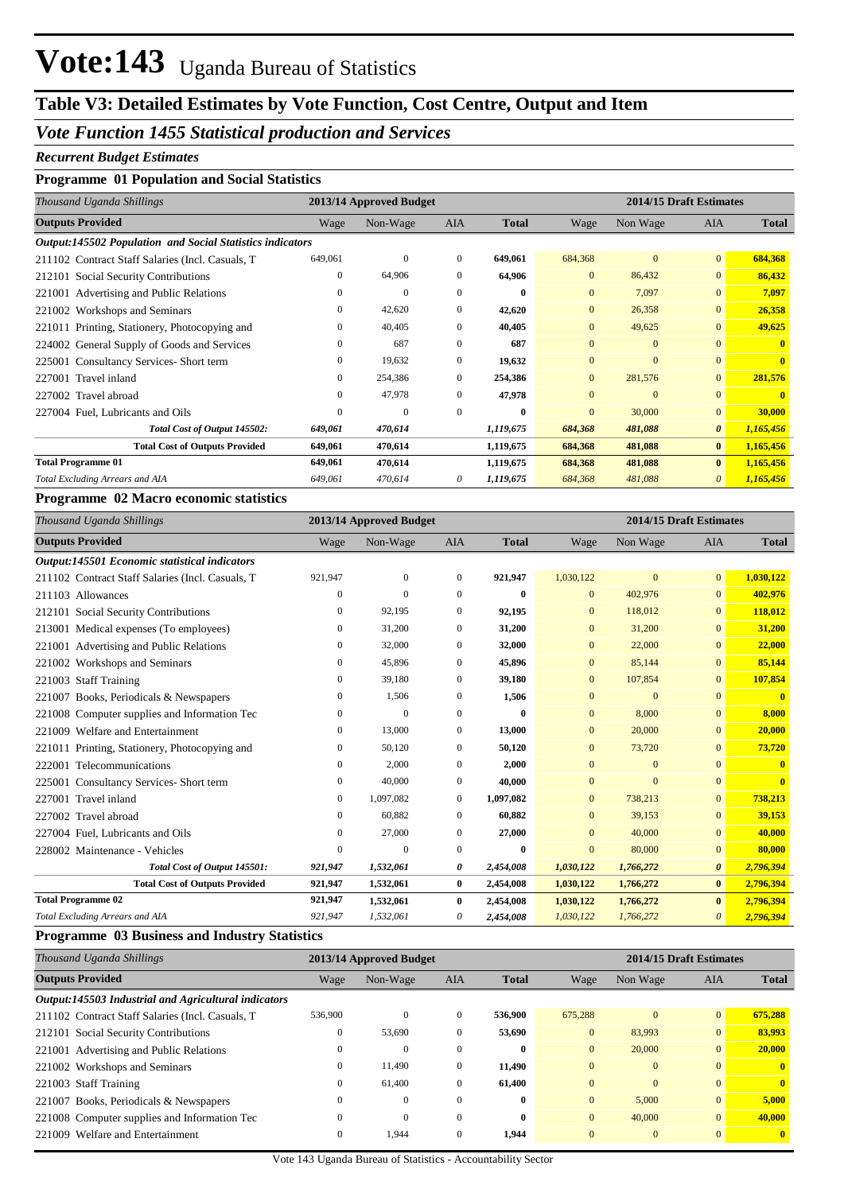# Vote:143 Uganda Bureau of Statistics

## Table V3: Detailed Estimates by Vote Function, Cost Centre, Output and Item

### *Vote Function 1455 Statistical production and Services*

***Recurrent Budget Estimates***

**Programme 01 Population and Social Statistics**

| *Thousand Uganda Shillings* | 2013/14 Approved Budget | | | | 2014/15 Draft Estimates | | | |
|---|---|---|---|---|---|---|---|---|
| **Outputs Provided** | Wage | Non-Wage | AIA | **Total** | Wage | Non Wage | AIA | **Total** |
| ***Output:145502 Population and Social Statistics indicators*** | | | | | | | | |
| 211102 Contract Staff Salaries (Incl. Casuals, T | 649,061 | 0 | 0 | **649,061** | 684,368 | 0 | 0 | **684,368** |
| 212101 Social Security Contributions | 0 | 64,906 | 0 | **64,906** | 0 | 86,432 | 0 | **86,432** |
| 221001 Advertising and Public Relations | 0 | 0 | 0 | **0** | 0 | 7,097 | 0 | **7,097** |
| 221002 Workshops and Seminars | 0 | 42,620 | 0 | **42,620** | 0 | 26,358 | 0 | **26,358** |
| 221011 Printing, Stationery, Photocopying and | 0 | 40,405 | 0 | **40,405** | 0 | 49,625 | 0 | **49,625** |
| 224002 General Supply of Goods and Services | 0 | 687 | 0 | **687** | 0 | 0 | 0 | **0** |
| 225001 Consultancy Services- Short term | 0 | 19,632 | 0 | **19,632** | 0 | 0 | 0 | **0** |
| 227001 Travel inland | 0 | 254,386 | 0 | **254,386** | 0 | 281,576 | 0 | **281,576** |
| 227002 Travel abroad | 0 | 47,978 | 0 | **47,978** | 0 | 0 | 0 | **0** |
| 227004 Fuel, Lubricants and Oils | 0 | 0 | 0 | **0** | 0 | 30,000 | 0 | **30,000** |
| *Total Cost of Output 145502:* | *649,061* | *470,614* | | *1,119,675* | *684,368* | *481,088* | *0* | *1,165,456* |
| **Total Cost of Outputs Provided** | **649,061** | **470,614** | | **1,119,675** | **684,368** | **481,088** | **0** | **1,165,456** |
| **Total Programme 01** | **649,061** | **470,614** | | **1,119,675** | **684,368** | **481,088** | **0** | **1,165,456** |
| *Total Excluding Arrears and AIA* | *649,061* | *470,614* | *0* | *1,119,675* | *684,368* | *481,088* | *0* | *1,165,456* |

**Programme 02 Macro economic statistics**

| *Thousand Uganda Shillings* | 2013/14 Approved Budget | | | | 2014/15 Draft Estimates | | | |
|---|---|---|---|---|---|---|---|---|
| **Outputs Provided** | Wage | Non-Wage | AIA | **Total** | Wage | Non Wage | AIA | **Total** |
| ***Output:145501 Economic statistical indicators*** | | | | | | | | |
| 211102 Contract Staff Salaries (Incl. Casuals, T | 921,947 | 0 | 0 | **921,947** | 1,030,122 | 0 | 0 | **1,030,122** |
| 211103 Allowances | 0 | 0 | 0 | **0** | 0 | 402,976 | 0 | **402,976** |
| 212101 Social Security Contributions | 0 | 92,195 | 0 | **92,195** | 0 | 118,012 | 0 | **118,012** |
| 213001 Medical expenses (To employees) | 0 | 31,200 | 0 | **31,200** | 0 | 31,200 | 0 | **31,200** |
| 221001 Advertising and Public Relations | 0 | 32,000 | 0 | **32,000** | 0 | 22,000 | 0 | **22,000** |
| 221002 Workshops and Seminars | 0 | 45,896 | 0 | **45,896** | 0 | 85,144 | 0 | **85,144** |
| 221003 Staff Training | 0 | 39,180 | 0 | **39,180** | 0 | 107,854 | 0 | **107,854** |
| 221007 Books, Periodicals & Newspapers | 0 | 1,506 | 0 | **1,506** | 0 | 0 | 0 | **0** |
| 221008 Computer supplies and Information Tec | 0 | 0 | 0 | **0** | 0 | 8,000 | 0 | **8,000** |
| 221009 Welfare and Entertainment | 0 | 13,000 | 0 | **13,000** | 0 | 20,000 | 0 | **20,000** |
| 221011 Printing, Stationery, Photocopying and | 0 | 50,120 | 0 | **50,120** | 0 | 73,720 | 0 | **73,720** |
| 222001 Telecommunications | 0 | 2,000 | 0 | **2,000** | 0 | 0 | 0 | **0** |
| 225001 Consultancy Services- Short term | 0 | 40,000 | 0 | **40,000** | 0 | 0 | 0 | **0** |
| 227001 Travel inland | 0 | 1,097,082 | 0 | **1,097,082** | 0 | 738,213 | 0 | **738,213** |
| 227002 Travel abroad | 0 | 60,882 | 0 | **60,882** | 0 | 39,153 | 0 | **39,153** |
| 227004 Fuel, Lubricants and Oils | 0 | 27,000 | 0 | **27,000** | 0 | 40,000 | 0 | **40,000** |
| 228002 Maintenance - Vehicles | 0 | 0 | 0 | **0** | 0 | 80,000 | 0 | **80,000** |
| *Total Cost of Output 145501:* | *921,947* | *1,532,061* | *0* | *2,454,008* | *1,030,122* | *1,766,272* | *0* | *2,796,394* |
| **Total Cost of Outputs Provided** | **921,947** | **1,532,061** | **0** | **2,454,008** | **1,030,122** | **1,766,272** | **0** | **2,796,394** |
| **Total Programme 02** | **921,947** | **1,532,061** | **0** | **2,454,008** | **1,030,122** | **1,766,272** | **0** | **2,796,394** |
| *Total Excluding Arrears and AIA* | *921,947* | *1,532,061* | *0* | *2,454,008* | *1,030,122* | *1,766,272* | *0* | *2,796,394* |

**Programme 03 Business and Industry Statistics**

| *Thousand Uganda Shillings* | 2013/14 Approved Budget | | | | 2014/15 Draft Estimates | | | |
|---|---|---|---|---|---|---|---|---|
| **Outputs Provided** | Wage | Non-Wage | AIA | **Total** | Wage | Non Wage | AIA | **Total** |
| ***Output:145503 Industrial and Agricultural indicators*** | | | | | | | | |
| 211102 Contract Staff Salaries (Incl. Casuals, T | 536,900 | 0 | 0 | **536,900** | 675,288 | 0 | 0 | **675,288** |
| 212101 Social Security Contributions | 0 | 53,690 | 0 | **53,690** | 0 | 83,993 | 0 | **83,993** |
| 221001 Advertising and Public Relations | 0 | 0 | 0 | **0** | 0 | 20,000 | 0 | **20,000** |
| 221002 Workshops and Seminars | 0 | 11,490 | 0 | **11,490** | 0 | 0 | 0 | **0** |
| 221003 Staff Training | 0 | 61,400 | 0 | **61,400** | 0 | 0 | 0 | **0** |
| 221007 Books, Periodicals & Newspapers | 0 | 0 | 0 | **0** | 0 | 5,000 | 0 | **5,000** |
| 221008 Computer supplies and Information Tec | 0 | 0 | 0 | **0** | 0 | 40,000 | 0 | **40,000** |
| 221009 Welfare and Entertainment | 0 | 1,944 | 0 | **1,944** | 0 | 0 | 0 | **0** |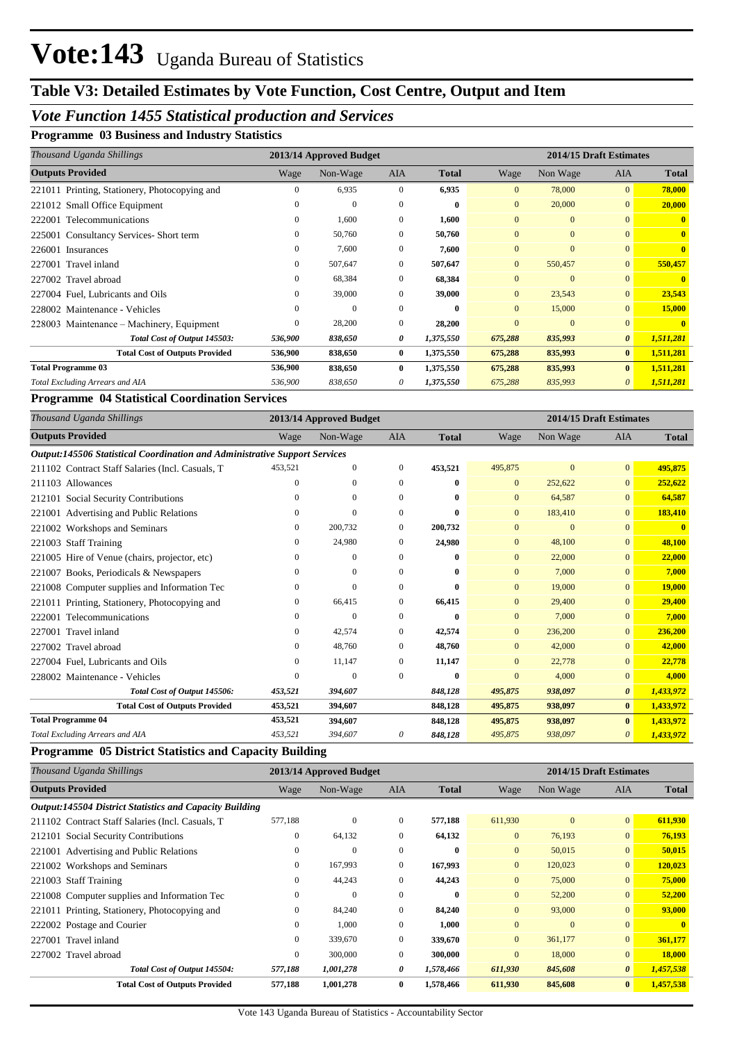# Vote:143 Uganda Bureau of Statistics

## Table V3: Detailed Estimates by Vote Function, Cost Centre, Output and Item

### *Vote Function 1455 Statistical production and Services*

#### Programme 03 Business and Industry Statistics

| *Thousand Uganda Shillings* | 2013/14 Approved Budget | | | | 2014/15 Draft Estimates | | | |
|---|---|---|---|---|---|---|---|---|
| **Outputs Provided** | Wage | Non-Wage | AIA | **Total** | Wage | Non Wage | AIA | **Total** |
| 221011 Printing, Stationery, Photocopying and | 0 | 6,935 | 0 | **6,935** | 0 | 78,000 | 0 | **78,000** |
| 221012 Small Office Equipment | 0 | 0 | 0 | **0** | 0 | 20,000 | 0 | **20,000** |
| 222001 Telecommunications | 0 | 1,600 | 0 | **1,600** | 0 | 0 | 0 | **0** |
| 225001 Consultancy Services- Short term | 0 | 50,760 | 0 | **50,760** | 0 | 0 | 0 | **0** |
| 226001 Insurances | 0 | 7,600 | 0 | **7,600** | 0 | 0 | 0 | **0** |
| 227001 Travel inland | 0 | 507,647 | 0 | **507,647** | 0 | 550,457 | 0 | **550,457** |
| 227002 Travel abroad | 0 | 68,384 | 0 | **68,384** | 0 | 0 | 0 | **0** |
| 227004 Fuel, Lubricants and Oils | 0 | 39,000 | 0 | **39,000** | 0 | 23,543 | 0 | **23,543** |
| 228002 Maintenance - Vehicles | 0 | 0 | 0 | **0** | 0 | 15,000 | 0 | **15,000** |
| 228003 Maintenance – Machinery, Equipment | 0 | 28,200 | 0 | **28,200** | 0 | 0 | 0 | **0** |
| ***Total Cost of Output 145503:*** | ***536,900*** | ***838,650*** | ***0*** | ***1,375,550*** | ***675,288*** | ***835,993*** | ***0*** | ***1,511,281*** |
| **Total Cost of Outputs Provided** | **536,900** | **838,650** | **0** | **1,375,550** | **675,288** | **835,993** | **0** | **1,511,281** |
| **Total Programme 03** | **536,900** | **838,650** | **0** | **1,375,550** | **675,288** | **835,993** | **0** | **1,511,281** |
| *Total Excluding Arrears and AIA* | *536,900* | *838,650* | *0* | *1,375,550* | *675,288* | *835,993* | *0* | *1,511,281* |

#### Programme 04 Statistical Coordination Services

| *Thousand Uganda Shillings* | 2013/14 Approved Budget | | | | 2014/15 Draft Estimates | | | |
|---|---|---|---|---|---|---|---|---|
| **Outputs Provided** | Wage | Non-Wage | AIA | **Total** | Wage | Non Wage | AIA | **Total** |
| ***Output:145506 Statistical Coordination and Administrative Support Services*** | | | | | | | | |
| 211102 Contract Staff Salaries (Incl. Casuals, T | 453,521 | 0 | 0 | **453,521** | 495,875 | 0 | 0 | **495,875** |
| 211103 Allowances | 0 | 0 | 0 | **0** | 0 | 252,622 | 0 | **252,622** |
| 212101 Social Security Contributions | 0 | 0 | 0 | **0** | 0 | 64,587 | 0 | **64,587** |
| 221001 Advertising and Public Relations | 0 | 0 | 0 | **0** | 0 | 183,410 | 0 | **183,410** |
| 221002 Workshops and Seminars | 0 | 200,732 | 0 | **200,732** | 0 | 0 | 0 | **0** |
| 221003 Staff Training | 0 | 24,980 | 0 | **24,980** | 0 | 48,100 | 0 | **48,100** |
| 221005 Hire of Venue (chairs, projector, etc) | 0 | 0 | 0 | **0** | 0 | 22,000 | 0 | **22,000** |
| 221007 Books, Periodicals & Newspapers | 0 | 0 | 0 | **0** | 0 | 7,000 | 0 | **7,000** |
| 221008 Computer supplies and Information Tec | 0 | 0 | 0 | **0** | 0 | 19,000 | 0 | **19,000** |
| 221011 Printing, Stationery, Photocopying and | 0 | 66,415 | 0 | **66,415** | 0 | 29,400 | 0 | **29,400** |
| 222001 Telecommunications | 0 | 0 | 0 | **0** | 0 | 7,000 | 0 | **7,000** |
| 227001 Travel inland | 0 | 42,574 | 0 | **42,574** | 0 | 236,200 | 0 | **236,200** |
| 227002 Travel abroad | 0 | 48,760 | 0 | **48,760** | 0 | 42,000 | 0 | **42,000** |
| 227004 Fuel, Lubricants and Oils | 0 | 11,147 | 0 | **11,147** | 0 | 22,778 | 0 | **22,778** |
| 228002 Maintenance - Vehicles | 0 | 0 | 0 | **0** | 0 | 4,000 | 0 | **4,000** |
| ***Total Cost of Output 145506:*** | ***453,521*** | ***394,607*** | | ***848,128*** | ***495,875*** | ***938,097*** | ***0*** | ***1,433,972*** |
| **Total Cost of Outputs Provided** | **453,521** | **394,607** | | **848,128** | **495,875** | **938,097** | **0** | **1,433,972** |
| **Total Programme 04** | **453,521** | **394,607** | | **848,128** | **495,875** | **938,097** | **0** | **1,433,972** |
| *Total Excluding Arrears and AIA* | *453,521* | *394,607* | *0* | *848,128* | *495,875* | *938,097* | *0* | *1,433,972* |

#### Programme 05 District Statistics and Capacity Building

| *Thousand Uganda Shillings* | 2013/14 Approved Budget | | | | 2014/15 Draft Estimates | | | |
|---|---|---|---|---|---|---|---|---|
| **Outputs Provided** | Wage | Non-Wage | AIA | **Total** | Wage | Non Wage | AIA | **Total** |
| ***Output:145504 District Statistics and Capacity Building*** | | | | | | | | |
| 211102 Contract Staff Salaries (Incl. Casuals, T | 577,188 | 0 | 0 | **577,188** | 611,930 | 0 | 0 | **611,930** |
| 212101 Social Security Contributions | 0 | 64,132 | 0 | **64,132** | 0 | 76,193 | 0 | **76,193** |
| 221001 Advertising and Public Relations | 0 | 0 | 0 | **0** | 0 | 50,015 | 0 | **50,015** |
| 221002 Workshops and Seminars | 0 | 167,993 | 0 | **167,993** | 0 | 120,023 | 0 | **120,023** |
| 221003 Staff Training | 0 | 44,243 | 0 | **44,243** | 0 | 75,000 | 0 | **75,000** |
| 221008 Computer supplies and Information Tec | 0 | 0 | 0 | **0** | 0 | 52,200 | 0 | **52,200** |
| 221011 Printing, Stationery, Photocopying and | 0 | 84,240 | 0 | **84,240** | 0 | 93,000 | 0 | **93,000** |
| 222002 Postage and Courier | 0 | 1,000 | 0 | **1,000** | 0 | 0 | 0 | **0** |
| 227001 Travel inland | 0 | 339,670 | 0 | **339,670** | 0 | 361,177 | 0 | **361,177** |
| 227002 Travel abroad | 0 | 300,000 | 0 | **300,000** | 0 | 18,000 | 0 | **18,000** |
| ***Total Cost of Output 145504:*** | ***577,188*** | ***1,001,278*** | ***0*** | ***1,578,466*** | ***611,930*** | ***845,608*** | ***0*** | ***1,457,538*** |
| **Total Cost of Outputs Provided** | **577,188** | **1,001,278** | **0** | **1,578,466** | **611,930** | **845,608** | **0** | **1,457,538** |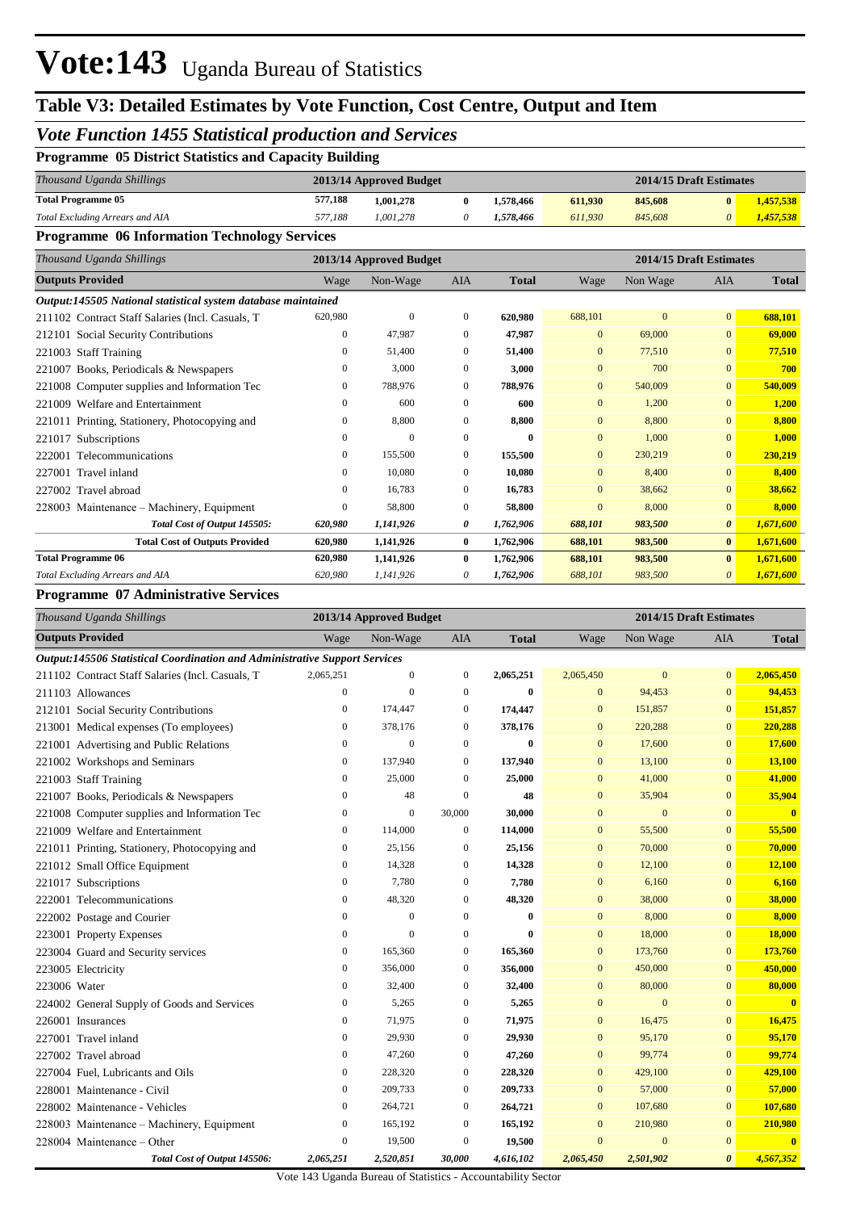# Vote:143 Uganda Bureau of Statistics

## Table V3: Detailed Estimates by Vote Function, Cost Centre, Output and Item

### *Vote Function 1455 Statistical production and Services*

**Programme 05 District Statistics and Capacity Building**

| *Thousand Uganda Shillings* | 2013/14 Approved Budget | | | | 2014/15 Draft Estimates | | | |
|---|---|---|---|---|---|---|---|---|
| **Total Programme 05** | 577,188 | 1,001,278 | 0 | 1,578,466 | 611,930 | 845,608 | 0 | 1,457,538 |
| *Total Excluding Arrears and AIA* | *577,188* | *1,001,278* | *0* | *1,578,466* | *611,930* | *845,608* | *0* | *1,457,538* |

**Programme 06 Information Technology Services**

| *Thousand Uganda Shillings* | 2013/14 Approved Budget | | | | 2014/15 Draft Estimates | | | |
|---|---|---|---|---|---|---|---|---|
| **Outputs Provided** | Wage | Non-Wage | AIA | **Total** | Wage | Non Wage | AIA | **Total** |
| ***Output:145505 National statistical system database maintained*** | | | | | | | | |
| 211102 Contract Staff Salaries (Incl. Casuals, T | 620,980 | 0 | 0 | **620,980** | 688,101 | 0 | 0 | **688,101** |
| 212101 Social Security Contributions | 0 | 47,987 | 0 | **47,987** | 0 | 69,000 | 0 | **69,000** |
| 221003 Staff Training | 0 | 51,400 | 0 | **51,400** | 0 | 77,510 | 0 | **77,510** |
| 221007 Books, Periodicals & Newspapers | 0 | 3,000 | 0 | **3,000** | 0 | 700 | 0 | **700** |
| 221008 Computer supplies and Information Tec | 0 | 788,976 | 0 | **788,976** | 0 | 540,009 | 0 | **540,009** |
| 221009 Welfare and Entertainment | 0 | 600 | 0 | **600** | 0 | 1,200 | 0 | **1,200** |
| 221011 Printing, Stationery, Photocopying and | 0 | 8,800 | 0 | **8,800** | 0 | 8,800 | 0 | **8,800** |
| 221017 Subscriptions | 0 | 0 | 0 | **0** | 0 | 1,000 | 0 | **1,000** |
| 222001 Telecommunications | 0 | 155,500 | 0 | **155,500** | 0 | 230,219 | 0 | **230,219** |
| 227001 Travel inland | 0 | 10,080 | 0 | **10,080** | 0 | 8,400 | 0 | **8,400** |
| 227002 Travel abroad | 0 | 16,783 | 0 | **16,783** | 0 | 38,662 | 0 | **38,662** |
| 228003 Maintenance – Machinery, Equipment | 0 | 58,800 | 0 | **58,800** | 0 | 8,000 | 0 | **8,000** |
| ***Total Cost of Output 145505:*** | ***620,980*** | ***1,141,926*** | ***0*** | ***1,762,906*** | ***688,101*** | ***983,500*** | ***0*** | ***1,671,600*** |
| **Total Cost of Outputs Provided** | **620,980** | **1,141,926** | **0** | **1,762,906** | **688,101** | **983,500** | **0** | **1,671,600** |
| **Total Programme 06** | **620,980** | **1,141,926** | **0** | **1,762,906** | **688,101** | **983,500** | **0** | **1,671,600** |
| *Total Excluding Arrears and AIA* | *620,980* | *1,141,926* | *0* | *1,762,906* | *688,101* | *983,500* | *0* | *1,671,600* |

**Programme 07 Administrative Services**

| *Thousand Uganda Shillings* | 2013/14 Approved Budget | | | | 2014/15 Draft Estimates | | | |
|---|---|---|---|---|---|---|---|---|
| **Outputs Provided** | Wage | Non-Wage | AIA | **Total** | Wage | Non Wage | AIA | **Total** |
| ***Output:145506 Statistical Coordination and Administrative Support Services*** | | | | | | | | |
| 211102 Contract Staff Salaries (Incl. Casuals, T | 2,065,251 | 0 | 0 | **2,065,251** | 2,065,450 | 0 | 0 | **2,065,450** |
| 211103 Allowances | 0 | 0 | 0 | **0** | 0 | 94,453 | 0 | **94,453** |
| 212101 Social Security Contributions | 0 | 174,447 | 0 | **174,447** | 0 | 151,857 | 0 | **151,857** |
| 213001 Medical expenses (To employees) | 0 | 378,176 | 0 | **378,176** | 0 | 220,288 | 0 | **220,288** |
| 221001 Advertising and Public Relations | 0 | 0 | 0 | **0** | 0 | 17,600 | 0 | **17,600** |
| 221002 Workshops and Seminars | 0 | 137,940 | 0 | **137,940** | 0 | 13,100 | 0 | **13,100** |
| 221003 Staff Training | 0 | 25,000 | 0 | **25,000** | 0 | 41,000 | 0 | **41,000** |
| 221007 Books, Periodicals & Newspapers | 0 | 48 | 0 | **48** | 0 | 35,904 | 0 | **35,904** |
| 221008 Computer supplies and Information Tec | 0 | 0 | 30,000 | **30,000** | 0 | 0 | 0 | **0** |
| 221009 Welfare and Entertainment | 0 | 114,000 | 0 | **114,000** | 0 | 55,500 | 0 | **55,500** |
| 221011 Printing, Stationery, Photocopying and | 0 | 25,156 | 0 | **25,156** | 0 | 70,000 | 0 | **70,000** |
| 221012 Small Office Equipment | 0 | 14,328 | 0 | **14,328** | 0 | 12,100 | 0 | **12,100** |
| 221017 Subscriptions | 0 | 7,780 | 0 | **7,780** | 0 | 6,160 | 0 | **6,160** |
| 222001 Telecommunications | 0 | 48,320 | 0 | **48,320** | 0 | 38,000 | 0 | **38,000** |
| 222002 Postage and Courier | 0 | 0 | 0 | **0** | 0 | 8,000 | 0 | **8,000** |
| 223001 Property Expenses | 0 | 0 | 0 | **0** | 0 | 18,000 | 0 | **18,000** |
| 223004 Guard and Security services | 0 | 165,360 | 0 | **165,360** | 0 | 173,760 | 0 | **173,760** |
| 223005 Electricity | 0 | 356,000 | 0 | **356,000** | 0 | 450,000 | 0 | **450,000** |
| 223006 Water | 0 | 32,400 | 0 | **32,400** | 0 | 80,000 | 0 | **80,000** |
| 224002 General Supply of Goods and Services | 0 | 5,265 | 0 | **5,265** | 0 | 0 | 0 | **0** |
| 226001 Insurances | 0 | 71,975 | 0 | **71,975** | 0 | 16,475 | 0 | **16,475** |
| 227001 Travel inland | 0 | 29,930 | 0 | **29,930** | 0 | 95,170 | 0 | **95,170** |
| 227002 Travel abroad | 0 | 47,260 | 0 | **47,260** | 0 | 99,774 | 0 | **99,774** |
| 227004 Fuel, Lubricants and Oils | 0 | 228,320 | 0 | **228,320** | 0 | 429,100 | 0 | **429,100** |
| 228001 Maintenance - Civil | 0 | 209,733 | 0 | **209,733** | 0 | 57,000 | 0 | **57,000** |
| 228002 Maintenance - Vehicles | 0 | 264,721 | 0 | **264,721** | 0 | 107,680 | 0 | **107,680** |
| 228003 Maintenance – Machinery, Equipment | 0 | 165,192 | 0 | **165,192** | 0 | 210,980 | 0 | **210,980** |
| 228004 Maintenance – Other | 0 | 19,500 | 0 | **19,500** | 0 | 0 | 0 | **0** |
| ***Total Cost of Output 145506:*** | ***2,065,251*** | ***2,520,851*** | ***30,000*** | ***4,616,102*** | ***2,065,450*** | ***2,501,902*** | ***0*** | ***4,567,352*** |

Vote 143 Uganda Bureau of Statistics - Accountability Sector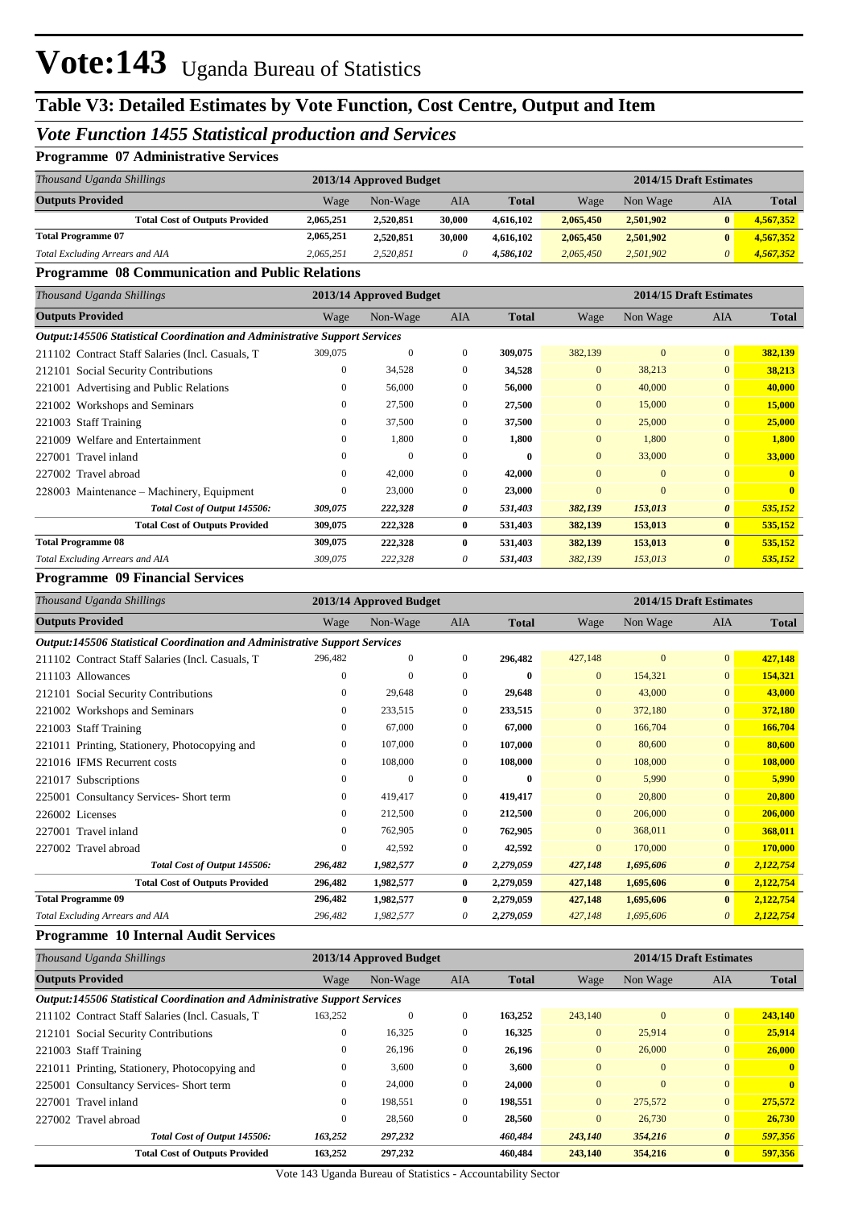# Vote:143 Uganda Bureau of Statistics

## Table V3: Detailed Estimates by Vote Function, Cost Centre, Output and Item

### *Vote Function 1455 Statistical production and Services*

#### Programme 07 Administrative Services

| *Thousand Uganda Shillings* | 2013/14 Approved Budget | | | | 2014/15 Draft Estimates | | | |
|---|---|---|---|---|---|---|---|---|
| **Outputs Provided** | Wage | Non-Wage | AIA | **Total** | Wage | Non Wage | AIA | **Total** |
| **Total Cost of Outputs Provided** | **2,065,251** | **2,520,851** | **30,000** | **4,616,102** | **2,065,450** | **2,501,902** | **0** | **4,567,352** |
| **Total Programme 07** | **2,065,251** | **2,520,851** | **30,000** | **4,616,102** | **2,065,450** | **2,501,902** | **0** | **4,567,352** |
| *Total Excluding Arrears and AIA* | *2,065,251* | *2,520,851* | *0* | *4,586,102* | *2,065,450* | *2,501,902* | *0* | *4,567,352* |

#### Programme 08 Communication and Public Relations

| *Thousand Uganda Shillings* | 2013/14 Approved Budget | | | | 2014/15 Draft Estimates | | | |
|---|---|---|---|---|---|---|---|---|
| **Outputs Provided** | Wage | Non-Wage | AIA | **Total** | Wage | Non Wage | AIA | **Total** |
| ***Output:145506 Statistical Coordination and Administrative Support Services*** | | | | | | | | |
| 211102 Contract Staff Salaries (Incl. Casuals, T | 309,075 | 0 | 0 | **309,075** | 382,139 | 0 | 0 | **382,139** |
| 212101 Social Security Contributions | 0 | 34,528 | 0 | **34,528** | 0 | 38,213 | 0 | **38,213** |
| 221001 Advertising and Public Relations | 0 | 56,000 | 0 | **56,000** | 0 | 40,000 | 0 | **40,000** |
| 221002 Workshops and Seminars | 0 | 27,500 | 0 | **27,500** | 0 | 15,000 | 0 | **15,000** |
| 221003 Staff Training | 0 | 37,500 | 0 | **37,500** | 0 | 25,000 | 0 | **25,000** |
| 221009 Welfare and Entertainment | 0 | 1,800 | 0 | **1,800** | 0 | 1,800 | 0 | **1,800** |
| 227001 Travel inland | 0 | 0 | 0 | **0** | 0 | 33,000 | 0 | **33,000** |
| 227002 Travel abroad | 0 | 42,000 | 0 | **42,000** | 0 | 0 | 0 | **0** |
| 228003 Maintenance – Machinery, Equipment | 0 | 23,000 | 0 | **23,000** | 0 | 0 | 0 | **0** |
| ***Total Cost of Output 145506:*** | ***309,075*** | ***222,328*** | ***0*** | ***531,403*** | ***382,139*** | ***153,013*** | ***0*** | ***535,152*** |
| **Total Cost of Outputs Provided** | **309,075** | **222,328** | **0** | **531,403** | **382,139** | **153,013** | **0** | **535,152** |
| **Total Programme 08** | **309,075** | **222,328** | **0** | **531,403** | **382,139** | **153,013** | **0** | **535,152** |
| *Total Excluding Arrears and AIA* | *309,075* | *222,328* | *0* | *531,403* | *382,139* | *153,013* | *0* | *535,152* |

#### Programme 09 Financial Services

| *Thousand Uganda Shillings* | 2013/14 Approved Budget | | | | 2014/15 Draft Estimates | | | |
|---|---|---|---|---|---|---|---|---|
| **Outputs Provided** | Wage | Non-Wage | AIA | **Total** | Wage | Non Wage | AIA | **Total** |
| ***Output:145506 Statistical Coordination and Administrative Support Services*** | | | | | | | | |
| 211102 Contract Staff Salaries (Incl. Casuals, T | 296,482 | 0 | 0 | **296,482** | 427,148 | 0 | 0 | **427,148** |
| 211103 Allowances | 0 | 0 | 0 | **0** | 0 | 154,321 | 0 | **154,321** |
| 212101 Social Security Contributions | 0 | 29,648 | 0 | **29,648** | 0 | 43,000 | 0 | **43,000** |
| 221002 Workshops and Seminars | 0 | 233,515 | 0 | **233,515** | 0 | 372,180 | 0 | **372,180** |
| 221003 Staff Training | 0 | 67,000 | 0 | **67,000** | 0 | 166,704 | 0 | **166,704** |
| 221011 Printing, Stationery, Photocopying and | 0 | 107,000 | 0 | **107,000** | 0 | 80,600 | 0 | **80,600** |
| 221016 IFMS Recurrent costs | 0 | 108,000 | 0 | **108,000** | 0 | 108,000 | 0 | **108,000** |
| 221017 Subscriptions | 0 | 0 | 0 | **0** | 0 | 5,990 | 0 | **5,990** |
| 225001 Consultancy Services- Short term | 0 | 419,417 | 0 | **419,417** | 0 | 20,800 | 0 | **20,800** |
| 226002 Licenses | 0 | 212,500 | 0 | **212,500** | 0 | 206,000 | 0 | **206,000** |
| 227001 Travel inland | 0 | 762,905 | 0 | **762,905** | 0 | 368,011 | 0 | **368,011** |
| 227002 Travel abroad | 0 | 42,592 | 0 | **42,592** | 0 | 170,000 | 0 | **170,000** |
| ***Total Cost of Output 145506:*** | ***296,482*** | ***1,982,577*** | ***0*** | ***2,279,059*** | ***427,148*** | ***1,695,606*** | ***0*** | ***2,122,754*** |
| **Total Cost of Outputs Provided** | **296,482** | **1,982,577** | **0** | **2,279,059** | **427,148** | **1,695,606** | **0** | **2,122,754** |
| **Total Programme 09** | **296,482** | **1,982,577** | **0** | **2,279,059** | **427,148** | **1,695,606** | **0** | **2,122,754** |
| *Total Excluding Arrears and AIA* | *296,482* | *1,982,577* | *0* | *2,279,059* | *427,148* | *1,695,606* | *0* | *2,122,754* |

#### Programme 10 Internal Audit Services

| *Thousand Uganda Shillings* | 2013/14 Approved Budget | | | | 2014/15 Draft Estimates | | | |
|---|---|---|---|---|---|---|---|---|
| **Outputs Provided** | Wage | Non-Wage | AIA | **Total** | Wage | Non Wage | AIA | **Total** |
| ***Output:145506 Statistical Coordination and Administrative Support Services*** | | | | | | | | |
| 211102 Contract Staff Salaries (Incl. Casuals, T | 163,252 | 0 | 0 | **163,252** | 243,140 | 0 | 0 | **243,140** |
| 212101 Social Security Contributions | 0 | 16,325 | 0 | **16,325** | 0 | 25,914 | 0 | **25,914** |
| 221003 Staff Training | 0 | 26,196 | 0 | **26,196** | 0 | 26,000 | 0 | **26,000** |
| 221011 Printing, Stationery, Photocopying and | 0 | 3,600 | 0 | **3,600** | 0 | 0 | 0 | **0** |
| 225001 Consultancy Services- Short term | 0 | 24,000 | 0 | **24,000** | 0 | 0 | 0 | **0** |
| 227001 Travel inland | 0 | 198,551 | 0 | **198,551** | 0 | 275,572 | 0 | **275,572** |
| 227002 Travel abroad | 0 | 28,560 | 0 | **28,560** | 0 | 26,730 | 0 | **26,730** |
| ***Total Cost of Output 145506:*** | ***163,252*** | ***297,232*** | | ***460,484*** | ***243,140*** | ***354,216*** | ***0*** | ***597,356*** |
| **Total Cost of Outputs Provided** | **163,252** | **297,232** | | **460,484** | **243,140** | **354,216** | **0** | **597,356** |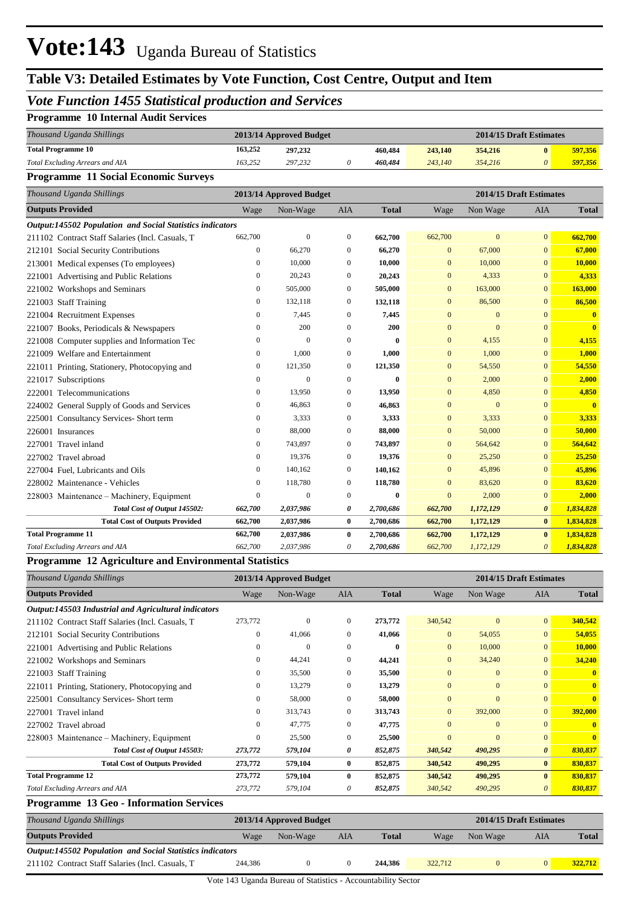# Vote:143 Uganda Bureau of Statistics

## Table V3: Detailed Estimates by Vote Function, Cost Centre, Output and Item

### *Vote Function 1455 Statistical production and Services*

**Programme 10 Internal Audit Services**

| *Thousand Uganda Shillings* | 2013/14 Approved Budget | | | | 2014/15 Draft Estimates | | | |
|---|---|---|---|---|---|---|---|---|
| **Total Programme 10** | **163,252** | **297,232** | | **460,484** | **243,140** | **354,216** | **0** | **597,356** |
| *Total Excluding Arrears and AIA* | *163,252* | *297,232* | *0* | *460,484* | *243,140* | *354,216* | *0* | *597,356* |

**Programme 11 Social Economic Surveys**

| *Thousand Uganda Shillings* | 2013/14 Approved Budget | | | | 2014/15 Draft Estimates | | | |
|---|---|---|---|---|---|---|---|---|
| **Outputs Provided** | Wage | Non-Wage | AIA | **Total** | Wage | Non Wage | AIA | **Total** |
| ***Output:145502 Population and Social Statistics indicators*** | | | | | | | | |
| 211102 Contract Staff Salaries (Incl. Casuals, T | 662,700 | 0 | 0 | **662,700** | 662,700 | 0 | 0 | **662,700** |
| 212101 Social Security Contributions | 0 | 66,270 | 0 | **66,270** | 0 | 67,000 | 0 | **67,000** |
| 213001 Medical expenses (To employees) | 0 | 10,000 | 0 | **10,000** | 0 | 10,000 | 0 | **10,000** |
| 221001 Advertising and Public Relations | 0 | 20,243 | 0 | **20,243** | 0 | 4,333 | 0 | **4,333** |
| 221002 Workshops and Seminars | 0 | 505,000 | 0 | **505,000** | 0 | 163,000 | 0 | **163,000** |
| 221003 Staff Training | 0 | 132,118 | 0 | **132,118** | 0 | 86,500 | 0 | **86,500** |
| 221004 Recruitment Expenses | 0 | 7,445 | 0 | **7,445** | 0 | 0 | 0 | **0** |
| 221007 Books, Periodicals & Newspapers | 0 | 200 | 0 | **200** | 0 | 0 | 0 | **0** |
| 221008 Computer supplies and Information Tec | 0 | 0 | 0 | **0** | 0 | 4,155 | 0 | **4,155** |
| 221009 Welfare and Entertainment | 0 | 1,000 | 0 | **1,000** | 0 | 1,000 | 0 | **1,000** |
| 221011 Printing, Stationery, Photocopying and | 0 | 121,350 | 0 | **121,350** | 0 | 54,550 | 0 | **54,550** |
| 221017 Subscriptions | 0 | 0 | 0 | **0** | 0 | 2,000 | 0 | **2,000** |
| 222001 Telecommunications | 0 | 13,950 | 0 | **13,950** | 0 | 4,850 | 0 | **4,850** |
| 224002 General Supply of Goods and Services | 0 | 46,863 | 0 | **46,863** | 0 | 0 | 0 | **0** |
| 225001 Consultancy Services- Short term | 0 | 3,333 | 0 | **3,333** | 0 | 3,333 | 0 | **3,333** |
| 226001 Insurances | 0 | 88,000 | 0 | **88,000** | 0 | 50,000 | 0 | **50,000** |
| 227001 Travel inland | 0 | 743,897 | 0 | **743,897** | 0 | 564,642 | 0 | **564,642** |
| 227002 Travel abroad | 0 | 19,376 | 0 | **19,376** | 0 | 25,250 | 0 | **25,250** |
| 227004 Fuel, Lubricants and Oils | 0 | 140,162 | 0 | **140,162** | 0 | 45,896 | 0 | **45,896** |
| 228002 Maintenance - Vehicles | 0 | 118,780 | 0 | **118,780** | 0 | 83,620 | 0 | **83,620** |
| 228003 Maintenance – Machinery, Equipment | 0 | 0 | 0 | **0** | 0 | 2,000 | 0 | **2,000** |
| ***Total Cost of Output 145502:*** | ***662,700*** | ***2,037,986*** | ***0*** | ***2,700,686*** | ***662,700*** | ***1,172,129*** | ***0*** | ***1,834,828*** |
| **Total Cost of Outputs Provided** | **662,700** | **2,037,986** | **0** | **2,700,686** | **662,700** | **1,172,129** | **0** | **1,834,828** |
| **Total Programme 11** | **662,700** | **2,037,986** | **0** | **2,700,686** | **662,700** | **1,172,129** | **0** | **1,834,828** |
| *Total Excluding Arrears and AIA* | *662,700* | *2,037,986* | *0* | *2,700,686* | *662,700* | *1,172,129* | *0* | *1,834,828* |

**Programme 12 Agriculture and Environmental Statistics**

| *Thousand Uganda Shillings* | 2013/14 Approved Budget | | | | 2014/15 Draft Estimates | | | |
|---|---|---|---|---|---|---|---|---|
| **Outputs Provided** | Wage | Non-Wage | AIA | **Total** | Wage | Non Wage | AIA | **Total** |
| ***Output:145503 Industrial and Agricultural indicators*** | | | | | | | | |
| 211102 Contract Staff Salaries (Incl. Casuals, T | 273,772 | 0 | 0 | **273,772** | 340,542 | 0 | 0 | **340,542** |
| 212101 Social Security Contributions | 0 | 41,066 | 0 | **41,066** | 0 | 54,055 | 0 | **54,055** |
| 221001 Advertising and Public Relations | 0 | 0 | 0 | **0** | 0 | 10,000 | 0 | **10,000** |
| 221002 Workshops and Seminars | 0 | 44,241 | 0 | **44,241** | 0 | 34,240 | 0 | **34,240** |
| 221003 Staff Training | 0 | 35,500 | 0 | **35,500** | 0 | 0 | 0 | **0** |
| 221011 Printing, Stationery, Photocopying and | 0 | 13,279 | 0 | **13,279** | 0 | 0 | 0 | **0** |
| 225001 Consultancy Services- Short term | 0 | 58,000 | 0 | **58,000** | 0 | 0 | 0 | **0** |
| 227001 Travel inland | 0 | 313,743 | 0 | **313,743** | 0 | 392,000 | 0 | **392,000** |
| 227002 Travel abroad | 0 | 47,775 | 0 | **47,775** | 0 | 0 | 0 | **0** |
| 228003 Maintenance – Machinery, Equipment | 0 | 25,500 | 0 | **25,500** | 0 | 0 | 0 | **0** |
| ***Total Cost of Output 145503:*** | ***273,772*** | ***579,104*** | ***0*** | ***852,875*** | ***340,542*** | ***490,295*** | ***0*** | ***830,837*** |
| **Total Cost of Outputs Provided** | **273,772** | **579,104** | **0** | **852,875** | **340,542** | **490,295** | **0** | **830,837** |
| **Total Programme 12** | **273,772** | **579,104** | **0** | **852,875** | **340,542** | **490,295** | **0** | **830,837** |
| *Total Excluding Arrears and AIA* | *273,772* | *579,104* | *0* | *852,875* | *340,542* | *490,295* | *0* | *830,837* |

**Programme 13 Geo - Information Services**

| *Thousand Uganda Shillings* | 2013/14 Approved Budget | | | | 2014/15 Draft Estimates | | | |
|---|---|---|---|---|---|---|---|---|
| **Outputs Provided** | Wage | Non-Wage | AIA | **Total** | Wage | Non Wage | AIA | **Total** |
| ***Output:145502 Population and Social Statistics indicators*** | | | | | | | | |
| 211102 Contract Staff Salaries (Incl. Casuals, T | 244,386 | 0 | 0 | **244,386** | 322,712 | 0 | 0 | **322,712** |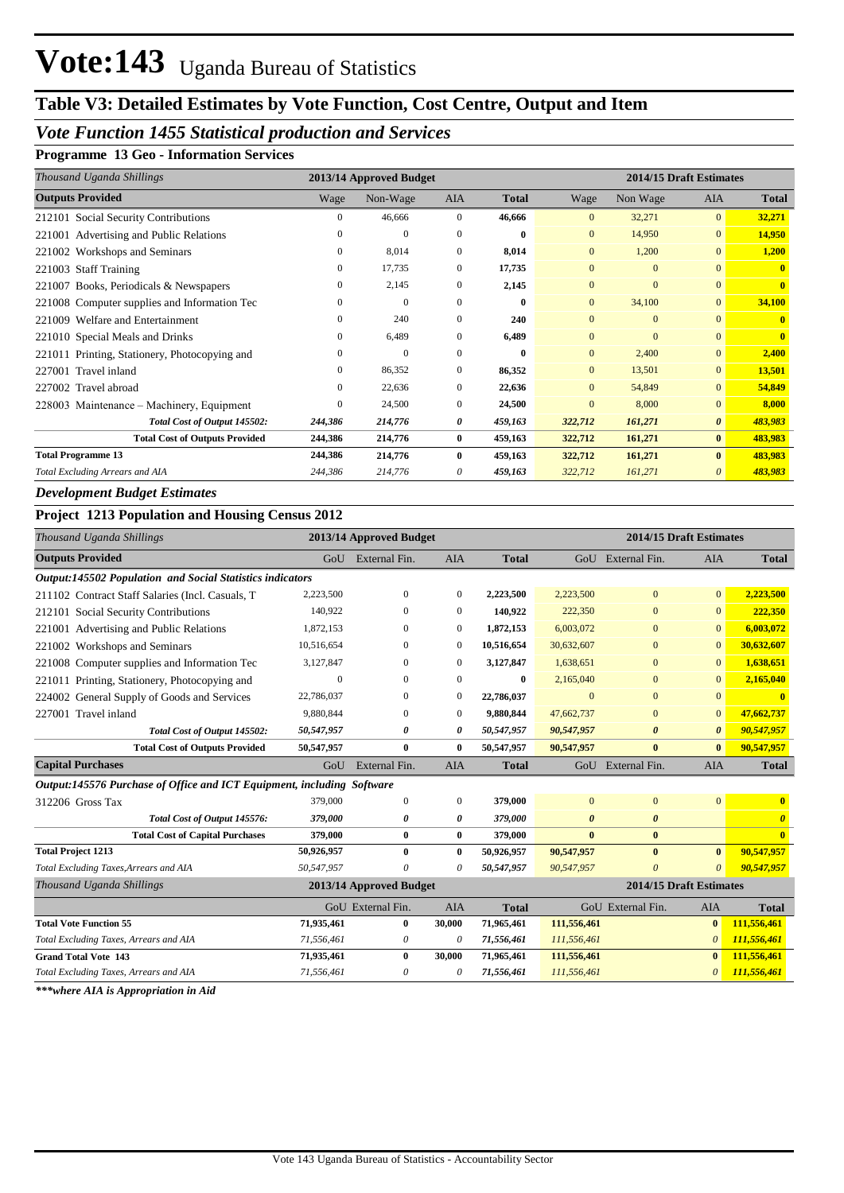# Vote:143 Uganda Bureau of Statistics

## Table V3: Detailed Estimates by Vote Function, Cost Centre, Output and Item

### *Vote Function 1455 Statistical production and Services*

**Programme 13 Geo - Information Services**

| *Thousand Uganda Shillings* | 2013/14 Approved Budget | | | | 2014/15 Draft Estimates | | | |
|---|---|---|---|---|---|---|---|---|
| **Outputs Provided** | Wage | Non-Wage | AIA | **Total** | Wage | Non Wage | AIA | **Total** |
| 212101 Social Security Contributions | 0 | 46,666 | 0 | **46,666** | 0 | 32,271 | 0 | **32,271** |
| 221001 Advertising and Public Relations | 0 | 0 | 0 | **0** | 0 | 14,950 | 0 | **14,950** |
| 221002 Workshops and Seminars | 0 | 8,014 | 0 | **8,014** | 0 | 1,200 | 0 | **1,200** |
| 221003 Staff Training | 0 | 17,735 | 0 | **17,735** | 0 | 0 | 0 | **0** |
| 221007 Books, Periodicals & Newspapers | 0 | 2,145 | 0 | **2,145** | 0 | 0 | 0 | **0** |
| 221008 Computer supplies and Information Tec | 0 | 0 | 0 | **0** | 0 | 34,100 | 0 | **34,100** |
| 221009 Welfare and Entertainment | 0 | 240 | 0 | **240** | 0 | 0 | 0 | **0** |
| 221010 Special Meals and Drinks | 0 | 6,489 | 0 | **6,489** | 0 | 0 | 0 | **0** |
| 221011 Printing, Stationery, Photocopying and | 0 | 0 | 0 | **0** | 0 | 2,400 | 0 | **2,400** |
| 227001 Travel inland | 0 | 86,352 | 0 | **86,352** | 0 | 13,501 | 0 | **13,501** |
| 227002 Travel abroad | 0 | 22,636 | 0 | **22,636** | 0 | 54,849 | 0 | **54,849** |
| 228003 Maintenance – Machinery, Equipment | 0 | 24,500 | 0 | **24,500** | 0 | 8,000 | 0 | **8,000** |
| ***Total Cost of Output 145502:*** | ***244,386*** | ***214,776*** | ***0*** | ***459,163*** | ***322,712*** | ***161,271*** | ***0*** | ***483,983*** |
| **Total Cost of Outputs Provided** | **244,386** | **214,776** | **0** | **459,163** | **322,712** | **161,271** | **0** | **483,983** |
| **Total Programme 13** | **244,386** | **214,776** | **0** | **459,163** | **322,712** | **161,271** | **0** | **483,983** |
| *Total Excluding Arrears and AIA* | *244,386* | *214,776* | *0* | *459,163* | *322,712* | *161,271* | *0* | *483,983* |

### *Development Budget Estimates*

**Project 1213 Population and Housing Census 2012**

| *Thousand Uganda Shillings* | 2013/14 Approved Budget | | | | 2014/15 Draft Estimates | | | |
|---|---|---|---|---|---|---|---|---|
| **Outputs Provided** | GoU | External Fin. | AIA | **Total** | GoU | External Fin. | AIA | **Total** |
| ***Output:145502 Population and Social Statistics indicators*** | | | | | | | | |
| 211102 Contract Staff Salaries (Incl. Casuals, T | 2,223,500 | 0 | 0 | **2,223,500** | 2,223,500 | 0 | 0 | **2,223,500** |
| 212101 Social Security Contributions | 140,922 | 0 | 0 | **140,922** | 222,350 | 0 | 0 | **222,350** |
| 221001 Advertising and Public Relations | 1,872,153 | 0 | 0 | **1,872,153** | 6,003,072 | 0 | 0 | **6,003,072** |
| 221002 Workshops and Seminars | 10,516,654 | 0 | 0 | **10,516,654** | 30,632,607 | 0 | 0 | **30,632,607** |
| 221008 Computer supplies and Information Tec | 3,127,847 | 0 | 0 | **3,127,847** | 1,638,651 | 0 | 0 | **1,638,651** |
| 221011 Printing, Stationery, Photocopying and | 0 | 0 | 0 | **0** | 2,165,040 | 0 | 0 | **2,165,040** |
| 224002 General Supply of Goods and Services | 22,786,037 | 0 | 0 | **22,786,037** | 0 | 0 | 0 | **0** |
| 227001 Travel inland | 9,880,844 | 0 | 0 | **9,880,844** | 47,662,737 | 0 | 0 | **47,662,737** |
| ***Total Cost of Output 145502:*** | ***50,547,957*** | ***0*** | ***0*** | ***50,547,957*** | ***90,547,957*** | ***0*** | ***0*** | ***90,547,957*** |
| **Total Cost of Outputs Provided** | **50,547,957** | **0** | **0** | **50,547,957** | **90,547,957** | **0** | **0** | **90,547,957** |
| **Capital Purchases** | GoU | External Fin. | AIA | **Total** | GoU | External Fin. | AIA | **Total** |
| ***Output:145576 Purchase of Office and ICT Equipment, including Software*** | | | | | | | | |
| 312206 Gross Tax | 379,000 | 0 | 0 | **379,000** | 0 | 0 | 0 | **0** |
| ***Total Cost of Output 145576:*** | ***379,000*** | ***0*** | ***0*** | ***379,000*** | ***0*** | ***0*** | | ***0*** |
| **Total Cost of Capital Purchases** | **379,000** | **0** | **0** | **379,000** | **0** | **0** | | **0** |
| **Total Project 1213** | **50,926,957** | **0** | **0** | **50,926,957** | **90,547,957** | **0** | **0** | **90,547,957** |
| *Total Excluding Taxes,Arrears and AIA* | *50,547,957* | *0* | *0* | *50,547,957* | *90,547,957* | *0* | *0* | *90,547,957* |

| *Thousand Uganda Shillings* | 2013/14 Approved Budget | | | | 2014/15 Draft Estimates | | | |
|---|---|---|---|---|---|---|---|---|
| | GoU | External Fin. | AIA | **Total** | GoU | External Fin. | AIA | **Total** |
| **Total Vote Function 55** | **71,935,461** | **0** | **30,000** | **71,965,461** | **111,556,461** | | **0** | **111,556,461** |
| *Total Excluding Taxes, Arrears and AIA* | *71,556,461* | *0* | *0* | *71,556,461* | *111,556,461* | | *0* | *111,556,461* |
| **Grand Total Vote 143** | **71,935,461** | **0** | **30,000** | **71,965,461** | **111,556,461** | | **0** | **111,556,461** |
| *Total Excluding Taxes, Arrears and AIA* | *71,556,461* | *0* | *0* | *71,556,461* | *111,556,461* | | *0* | *111,556,461* |

***\*\*\*where AIA is Appropriation in Aid***